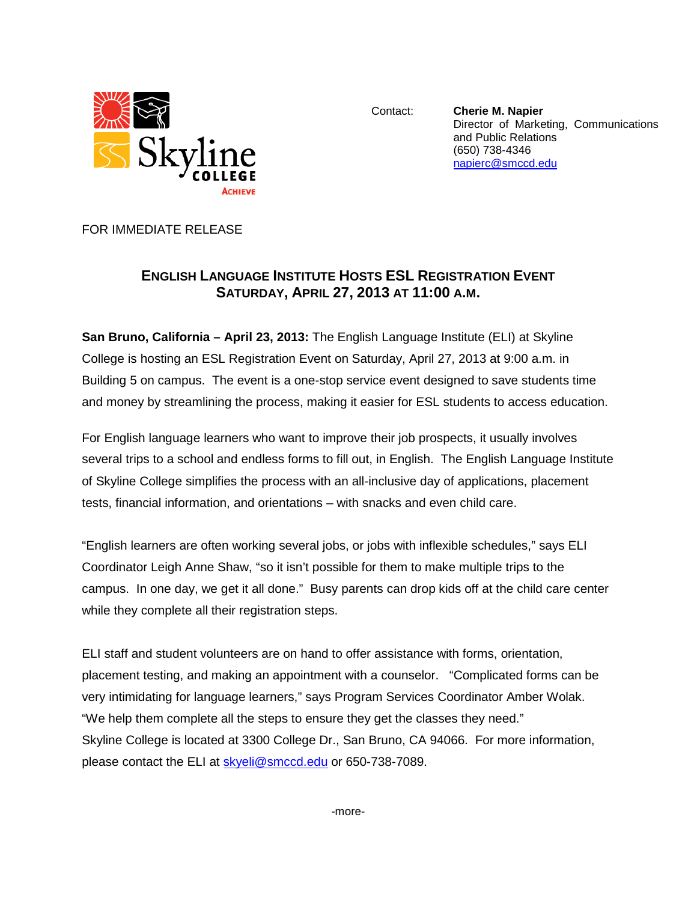Skyline COLLEGE ACHIEVE

Contact: **Cherie M. Napier**
Director of Marketing, Communications and Public Relations
(650) 738-4346
napierc@smccd.edu

FOR IMMEDIATE RELEASE

## ENGLISH LANGUAGE INSTITUTE HOSTS ESL REGISTRATION EVENT SATURDAY, APRIL 27, 2013 AT 11:00 A.M.

**San Bruno, California – April 23, 2013:** The English Language Institute (ELI) at Skyline College is hosting an ESL Registration Event on Saturday, April 27, 2013 at 9:00 a.m. in Building 5 on campus. The event is a one-stop service event designed to save students time and money by streamlining the process, making it easier for ESL students to access education.

For English language learners who want to improve their job prospects, it usually involves several trips to a school and endless forms to fill out, in English. The English Language Institute of Skyline College simplifies the process with an all-inclusive day of applications, placement tests, financial information, and orientations – with snacks and even child care.

"English learners are often working several jobs, or jobs with inflexible schedules," says ELI Coordinator Leigh Anne Shaw, "so it isn't possible for them to make multiple trips to the campus. In one day, we get it all done." Busy parents can drop kids off at the child care center while they complete all their registration steps.

ELI staff and student volunteers are on hand to offer assistance with forms, orientation, placement testing, and making an appointment with a counselor. "Complicated forms can be very intimidating for language learners," says Program Services Coordinator Amber Wolak. "We help them complete all the steps to ensure they get the classes they need."
Skyline College is located at 3300 College Dr., San Bruno, CA 94066. For more information, please contact the ELI at skyeli@smccd.edu or 650-738-7089.

-more-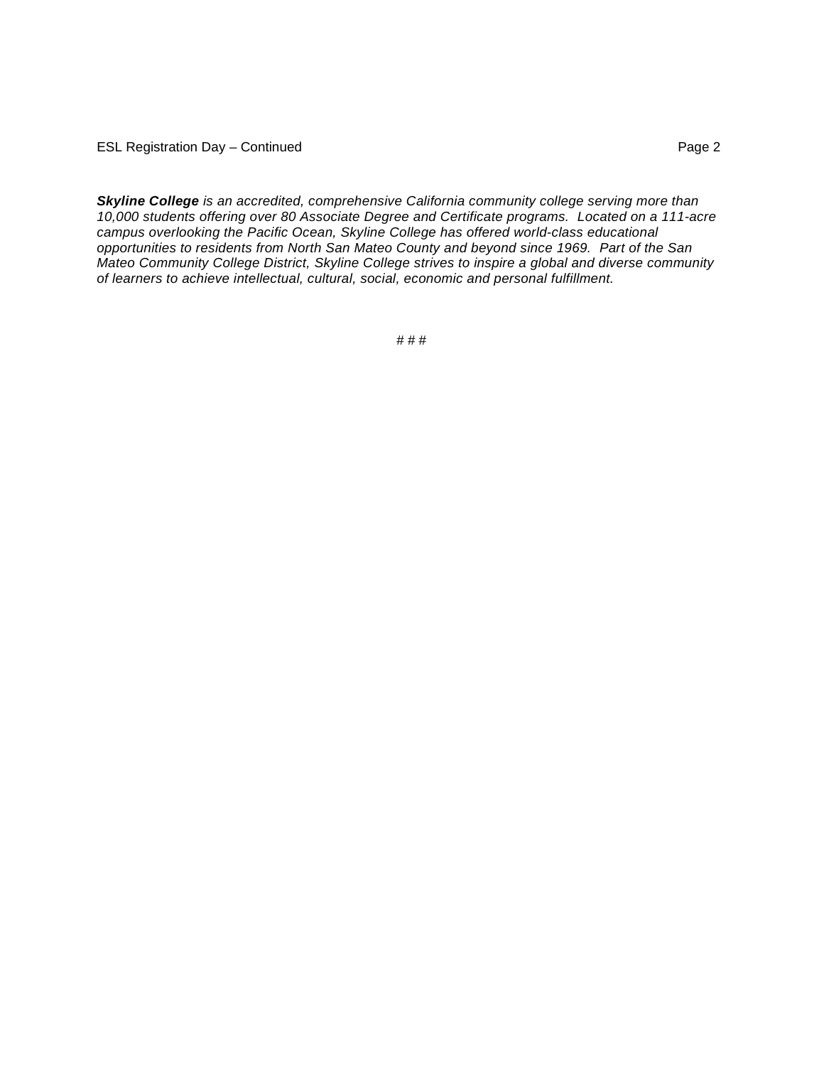***Skyline College** is an accredited, comprehensive California community college serving more than 10,000 students offering over 80 Associate Degree and Certificate programs.  Located on a 111-acre campus overlooking the Pacific Ocean, Skyline College has offered world-class educational opportunities to residents from North San Mateo County and beyond since 1969.  Part of the San Mateo Community College District, Skyline College strives to inspire a global and diverse community of learners to achieve intellectual, cultural, social, economic and personal fulfillment.*

# # #